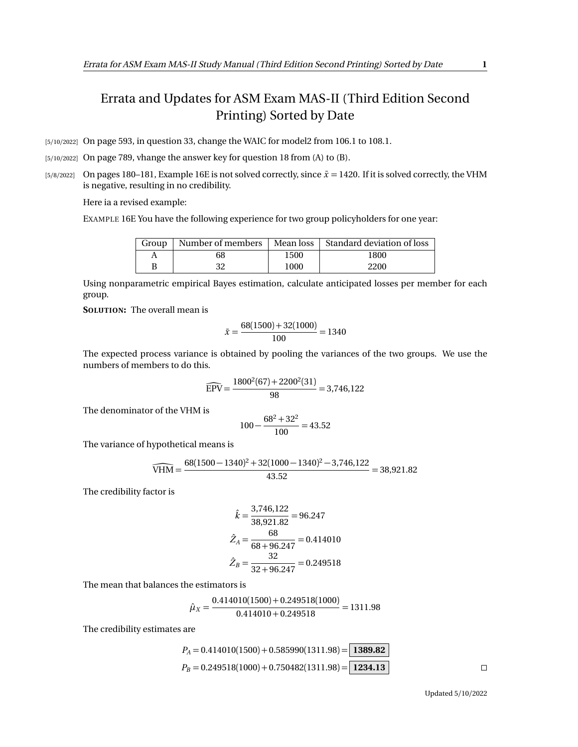# Errata and Updates for ASM Exam MAS-II (Third Edition Second Printing) Sorted by Date

[5/10/2022] On page 593, in question 33, change the WAIC for model2 from 106.1 to 108.1.

[5/10/2022] On page 789, vhange the answer key for question 18 from (A) to (B).

[5/8/2022] On pages 180–181, Example 16E is not solved correctly, since $\bar{x} = 1420$. If it is solved correctly, the VHM is negative, resulting in no credibility.

Here ia a revised example:

EXAMPLE 16E You have the following experience for two group policyholders for one year:

| Group | Number of members | Mean loss | Standard deviation of loss |
|---|---|---|---|
| A | 68 | 1500 | 1800 |
| B | 32 | 1000 | 2200 |

Using nonparametric empirical Bayes estimation, calculate anticipated losses per member for each group.

**SOLUTION:** The overall mean is

$$\bar{x} = \frac{68(1500) + 32(1000)}{100} = 1340$$

The expected process variance is obtained by pooling the variances of the two groups. We use the numbers of members to do this.

$$\widehat{\text{EPV}} = \frac{1800^2(67) + 2200^2(31)}{98} = 3{,}746{,}122$$

The denominator of the VHM is

$$100 - \frac{68^2 + 32^2}{100} = 43.52$$

The variance of hypothetical means is

$$\widehat{\text{VHM}} = \frac{68(1500 - 1340)^2 + 32(1000 - 1340)^2 - 3{,}746{,}122}{43.52} = 38{,}921.82$$

The credibility factor is

$$\hat{k} = \frac{3{,}746{,}122}{38{,}921.82} = 96.247$$

$$\hat{Z}_A = \frac{68}{68 + 96.247} = 0.414010$$

$$\hat{Z}_B = \frac{32}{32 + 96.247} = 0.249518$$

The mean that balances the estimators is

$$\hat{\mu}_X = \frac{0.414010(1500) + 0.249518(1000)}{0.414010 + 0.249518} = 1311.98$$

The credibility estimates are

$$P_A = 0.414010(1500) + 0.585990(1311.98) = \boxed{\textbf{1389.82}}$$

$$P_B = 0.249518(1000) + 0.750482(1311.98) = \boxed{\textbf{1234.13}}$$

□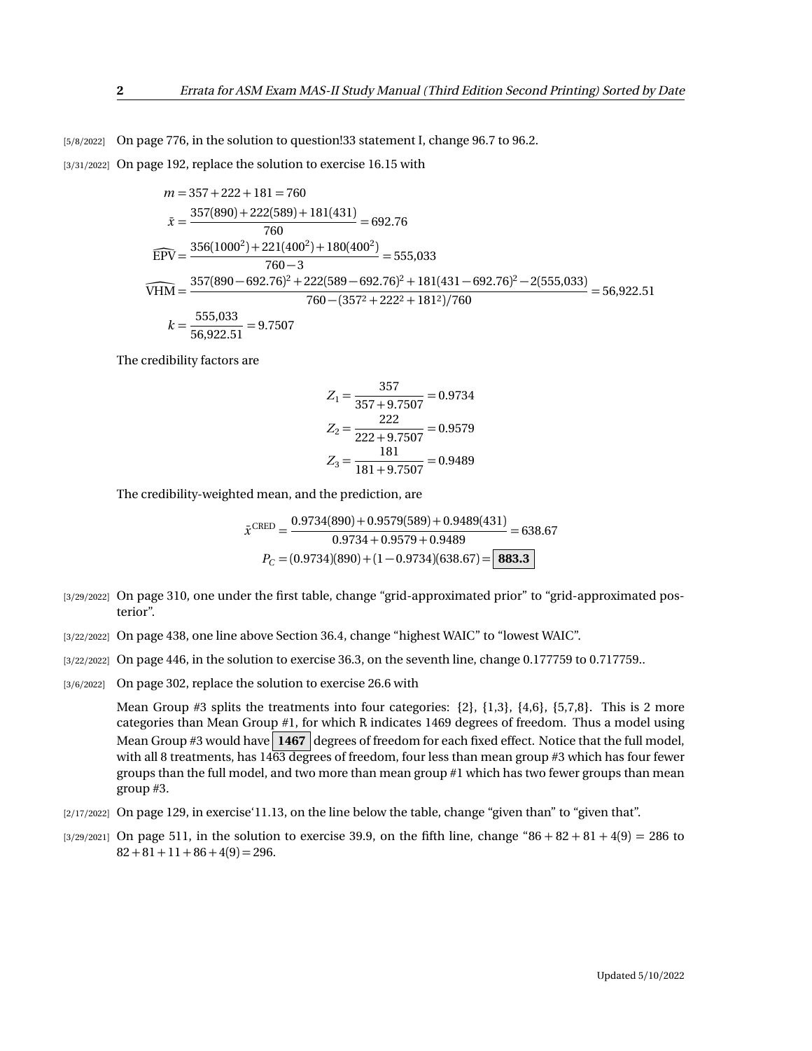[5/8/2022] On page 776, in the solution to question!33 statement I, change 96.7 to 96.2.

[3/31/2022] On page 192, replace the solution to exercise 16.15 with

$$
\begin{aligned}
m &= 357 + 222 + 181 = 760 \\
\bar{x} &= \frac{357(890) + 222(589) + 181(431)}{760} = 692.76 \\
\widehat{\text{EPV}} &= \frac{356(1000^2) + 221(400^2) + 180(400^2)}{760 - 3} = 555{,}033 \\
\widehat{\text{VHM}} &= \frac{357(890 - 692.76)^2 + 222(589 - 692.76)^2 + 181(431 - 692.76)^2 - 2(555{,}033)}{760 - (357^2 + 222^2 + 181^2)/760} = 56{,}922.51 \\
k &= \frac{555{,}033}{56{,}922.51} = 9.7507
\end{aligned}
$$

The credibility factors are

$$
\begin{aligned}
Z_1 &= \frac{357}{357 + 9.7507} = 0.9734 \\
Z_2 &= \frac{222}{222 + 9.7507} = 0.9579 \\
Z_3 &= \frac{181}{181 + 9.7507} = 0.9489
\end{aligned}
$$

The credibility-weighted mean, and the prediction, are

$$
\begin{aligned}
\bar{x}^{\text{CRED}} &= \frac{0.9734(890) + 0.9579(589) + 0.9489(431)}{0.9734 + 0.9579 + 0.9489} = 638.67 \\
P_C &= (0.9734)(890) + (1 - 0.9734)(638.67) = \boxed{\mathbf{883.3}}
\end{aligned}
$$

[3/29/2022] On page 310, one under the first table, change "grid-approximated prior" to "grid-approximated posterior".

[3/22/2022] On page 438, one line above Section 36.4, change "highest WAIC" to "lowest WAIC".

[3/22/2022] On page 446, in the solution to exercise 36.3, on the seventh line, change 0.177759 to 0.717759..

[3/6/2022] On page 302, replace the solution to exercise 26.6 with

Mean Group #3 splits the treatments into four categories: {2}, {1,3}, {4,6}, {5,7,8}. This is 2 more categories than Mean Group #1, for which R indicates 1469 degrees of freedom. Thus a model using Mean Group #3 would have $\boxed{\mathbf{1467}}$ degrees of freedom for each fixed effect. Notice that the full model, with all 8 treatments, has 1463 degrees of freedom, four less than mean group #3 which has four fewer groups than the full model, and two more than mean group #1 which has two fewer groups than mean group #3.

[2/17/2022] On page 129, in exercise'11.13, on the line below the table, change "given than" to "given that".

[3/29/2021] On page 511, in the solution to exercise 39.9, on the fifth line, change "$86 + 82 + 81 + 4(9) = 286$ to $82 + 81 + 11 + 86 + 4(9) = 296$.